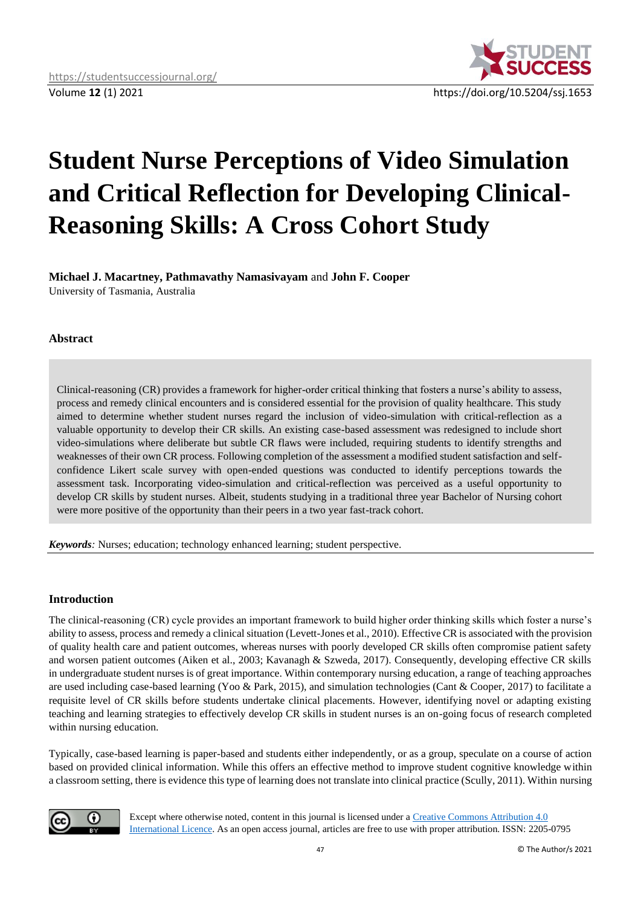# Student Nurse Perceptions of Video Simulation and Critical Reflection for Developing Clinical-Reasoning Skills: A Cross Cohort Study

**Michael J. Macartney, Pathmavathy Namasivayam** and **John F. Cooper**
University of Tasmania, Australia

### Abstract

Clinical-reasoning (CR) provides a framework for higher-order critical thinking that fosters a nurse's ability to assess, process and remedy clinical encounters and is considered essential for the provision of quality healthcare. This study aimed to determine whether student nurses regard the inclusion of video-simulation with critical-reflection as a valuable opportunity to develop their CR skills. An existing case-based assessment was redesigned to include short video-simulations where deliberate but subtle CR flaws were included, requiring students to identify strengths and weaknesses of their own CR process. Following completion of the assessment a modified student satisfaction and self-confidence Likert scale survey with open-ended questions was conducted to identify perceptions towards the assessment task. Incorporating video-simulation and critical-reflection was perceived as a useful opportunity to develop CR skills by student nurses. Albeit, students studying in a traditional three year Bachelor of Nursing cohort were more positive of the opportunity than their peers in a two year fast-track cohort.

***Keywords****:* Nurses; education; technology enhanced learning; student perspective.

### Introduction

The clinical-reasoning (CR) cycle provides an important framework to build higher order thinking skills which foster a nurse's ability to assess, process and remedy a clinical situation (Levett-Jones et al., 2010). Effective CR is associated with the provision of quality health care and patient outcomes, whereas nurses with poorly developed CR skills often compromise patient safety and worsen patient outcomes (Aiken et al., 2003; Kavanagh & Szweda, 2017). Consequently, developing effective CR skills in undergraduate student nurses is of great importance. Within contemporary nursing education, a range of teaching approaches are used including case-based learning (Yoo & Park, 2015), and simulation technologies (Cant & Cooper, 2017) to facilitate a requisite level of CR skills before students undertake clinical placements. However, identifying novel or adapting existing teaching and learning strategies to effectively develop CR skills in student nurses is an on-going focus of research completed within nursing education.

Typically, case-based learning is paper-based and students either independently, or as a group, speculate on a course of action based on provided clinical information. While this offers an effective method to improve student cognitive knowledge within a classroom setting, there is evidence this type of learning does not translate into clinical practice (Scully, 2011). Within nursing

Except where otherwise noted, content in this journal is licensed under a Creative Commons Attribution 4.0 International Licence. As an open access journal, articles are free to use with proper attribution. ISSN: 2205-0795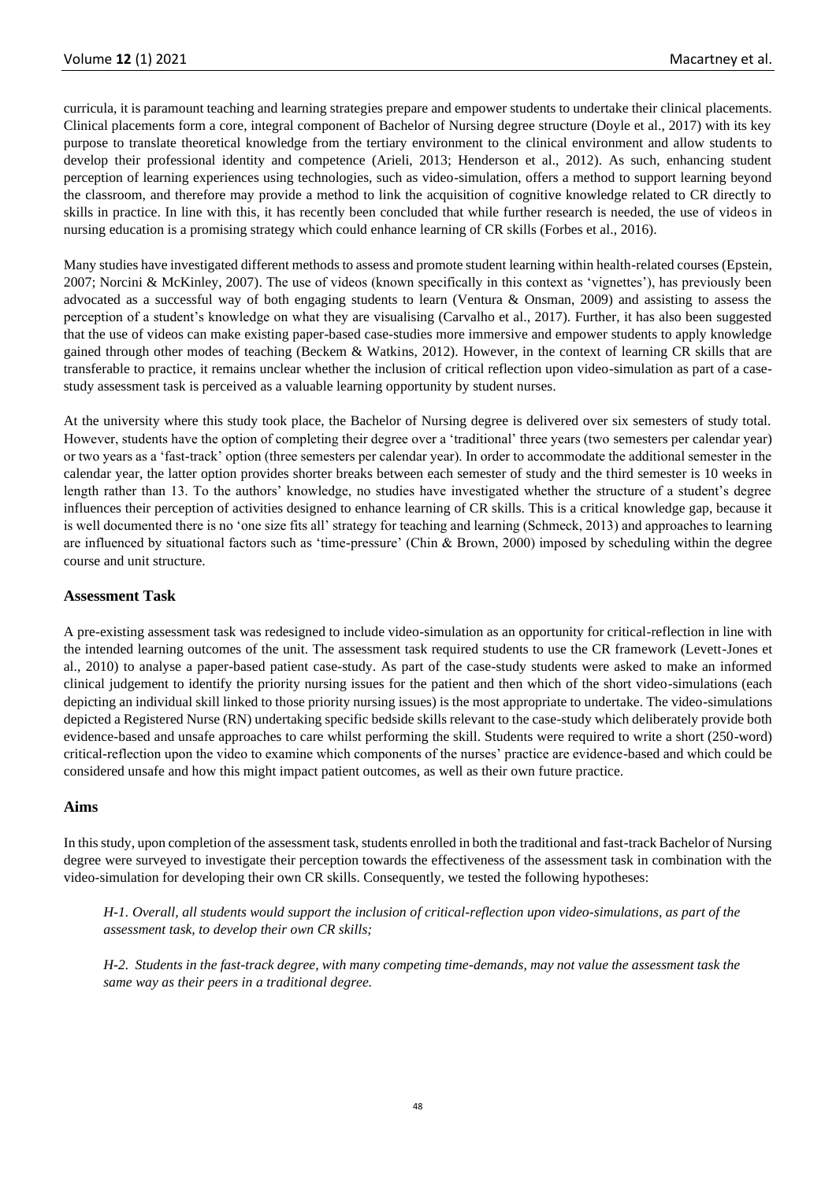curricula, it is paramount teaching and learning strategies prepare and empower students to undertake their clinical placements. Clinical placements form a core, integral component of Bachelor of Nursing degree structure (Doyle et al., 2017) with its key purpose to translate theoretical knowledge from the tertiary environment to the clinical environment and allow students to develop their professional identity and competence (Arieli, 2013; Henderson et al., 2012). As such, enhancing student perception of learning experiences using technologies, such as video-simulation, offers a method to support learning beyond the classroom, and therefore may provide a method to link the acquisition of cognitive knowledge related to CR directly to skills in practice. In line with this, it has recently been concluded that while further research is needed, the use of videos in nursing education is a promising strategy which could enhance learning of CR skills (Forbes et al., 2016).

Many studies have investigated different methods to assess and promote student learning within health-related courses (Epstein, 2007; Norcini & McKinley, 2007). The use of videos (known specifically in this context as 'vignettes'), has previously been advocated as a successful way of both engaging students to learn (Ventura & Onsman, 2009) and assisting to assess the perception of a student's knowledge on what they are visualising (Carvalho et al., 2017). Further, it has also been suggested that the use of videos can make existing paper-based case-studies more immersive and empower students to apply knowledge gained through other modes of teaching (Beckem & Watkins, 2012). However, in the context of learning CR skills that are transferable to practice, it remains unclear whether the inclusion of critical reflection upon video-simulation as part of a case-study assessment task is perceived as a valuable learning opportunity by student nurses.

At the university where this study took place, the Bachelor of Nursing degree is delivered over six semesters of study total. However, students have the option of completing their degree over a 'traditional' three years (two semesters per calendar year) or two years as a 'fast-track' option (three semesters per calendar year). In order to accommodate the additional semester in the calendar year, the latter option provides shorter breaks between each semester of study and the third semester is 10 weeks in length rather than 13. To the authors' knowledge, no studies have investigated whether the structure of a student's degree influences their perception of activities designed to enhance learning of CR skills. This is a critical knowledge gap, because it is well documented there is no 'one size fits all' strategy for teaching and learning (Schmeck, 2013) and approaches to learning are influenced by situational factors such as 'time-pressure' (Chin & Brown, 2000) imposed by scheduling within the degree course and unit structure.

### Assessment Task

A pre-existing assessment task was redesigned to include video-simulation as an opportunity for critical-reflection in line with the intended learning outcomes of the unit. The assessment task required students to use the CR framework (Levett-Jones et al., 2010) to analyse a paper-based patient case-study. As part of the case-study students were asked to make an informed clinical judgement to identify the priority nursing issues for the patient and then which of the short video-simulations (each depicting an individual skill linked to those priority nursing issues) is the most appropriate to undertake. The video-simulations depicted a Registered Nurse (RN) undertaking specific bedside skills relevant to the case-study which deliberately provide both evidence-based and unsafe approaches to care whilst performing the skill. Students were required to write a short (250-word) critical-reflection upon the video to examine which components of the nurses' practice are evidence-based and which could be considered unsafe and how this might impact patient outcomes, as well as their own future practice.

### Aims

In this study, upon completion of the assessment task, students enrolled in both the traditional and fast-track Bachelor of Nursing degree were surveyed to investigate their perception towards the effectiveness of the assessment task in combination with the video-simulation for developing their own CR skills. Consequently, we tested the following hypotheses:

> *H-1. Overall, all students would support the inclusion of critical-reflection upon video-simulations, as part of the assessment task, to develop their own CR skills;*
>
> *H-2. Students in the fast-track degree, with many competing time-demands, may not value the assessment task the same way as their peers in a traditional degree.*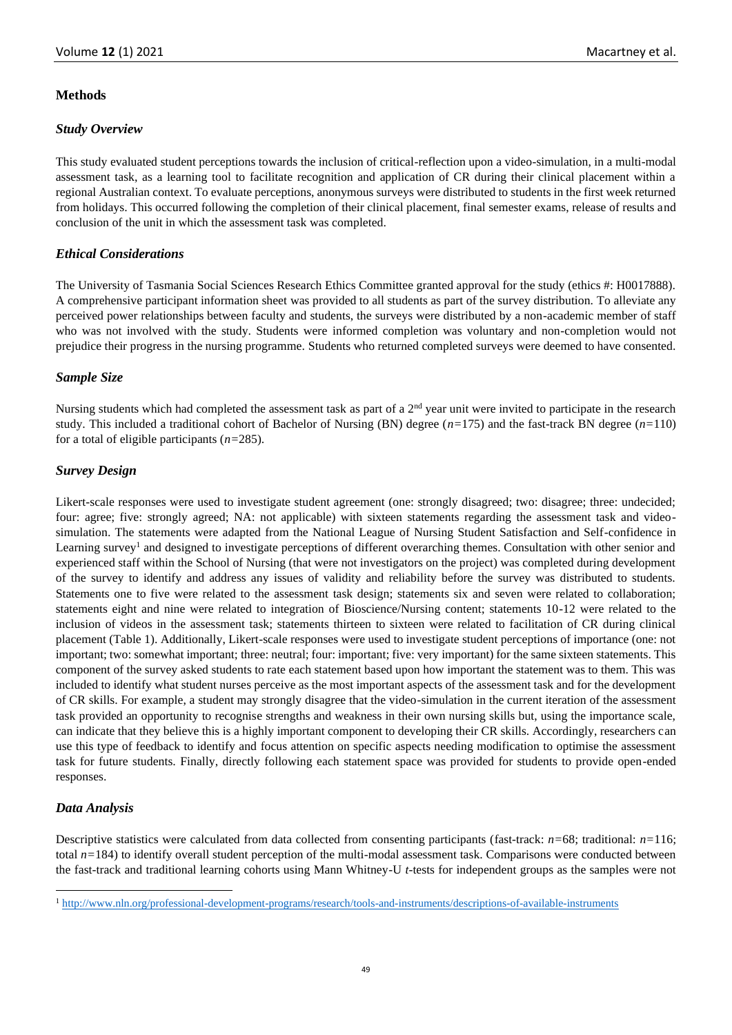## Methods

### *Study Overview*

This study evaluated student perceptions towards the inclusion of critical-reflection upon a video-simulation, in a multi-modal assessment task, as a learning tool to facilitate recognition and application of CR during their clinical placement within a regional Australian context. To evaluate perceptions, anonymous surveys were distributed to students in the first week returned from holidays. This occurred following the completion of their clinical placement, final semester exams, release of results and conclusion of the unit in which the assessment task was completed.

### *Ethical Considerations*

The University of Tasmania Social Sciences Research Ethics Committee granted approval for the study (ethics #: H0017888). A comprehensive participant information sheet was provided to all students as part of the survey distribution. To alleviate any perceived power relationships between faculty and students, the surveys were distributed by a non-academic member of staff who was not involved with the study. Students were informed completion was voluntary and non-completion would not prejudice their progress in the nursing programme. Students who returned completed surveys were deemed to have consented.

### *Sample Size*

Nursing students which had completed the assessment task as part of a 2nd year unit were invited to participate in the research study. This included a traditional cohort of Bachelor of Nursing (BN) degree ($n$=175) and the fast-track BN degree ($n$=110) for a total of eligible participants ($n$=285).

### *Survey Design*

Likert-scale responses were used to investigate student agreement (one: strongly disagreed; two: disagree; three: undecided; four: agree; five: strongly agreed; NA: not applicable) with sixteen statements regarding the assessment task and video-simulation. The statements were adapted from the National League of Nursing Student Satisfaction and Self-confidence in Learning survey[1] and designed to investigate perceptions of different overarching themes. Consultation with other senior and experienced staff within the School of Nursing (that were not investigators on the project) was completed during development of the survey to identify and address any issues of validity and reliability before the survey was distributed to students. Statements one to five were related to the assessment task design; statements six and seven were related to collaboration; statements eight and nine were related to integration of Bioscience/Nursing content; statements 10-12 were related to the inclusion of videos in the assessment task; statements thirteen to sixteen were related to facilitation of CR during clinical placement (Table 1). Additionally, Likert-scale responses were used to investigate student perceptions of importance (one: not important; two: somewhat important; three: neutral; four: important; five: very important) for the same sixteen statements. This component of the survey asked students to rate each statement based upon how important the statement was to them. This was included to identify what student nurses perceive as the most important aspects of the assessment task and for the development of CR skills. For example, a student may strongly disagree that the video-simulation in the current iteration of the assessment task provided an opportunity to recognise strengths and weakness in their own nursing skills but, using the importance scale, can indicate that they believe this is a highly important component to developing their CR skills. Accordingly, researchers can use this type of feedback to identify and focus attention on specific aspects needing modification to optimise the assessment task for future students. Finally, directly following each statement space was provided for students to provide open-ended responses.

### *Data Analysis*

Descriptive statistics were calculated from data collected from consenting participants (fast-track: $n$=68; traditional: $n$=116; total $n$=184) to identify overall student perception of the multi-modal assessment task. Comparisons were conducted between the fast-track and traditional learning cohorts using Mann Whitney-U $t$-tests for independent groups as the samples were not

[1] http://www.nln.org/professional-development-programs/research/tools-and-instruments/descriptions-of-available-instruments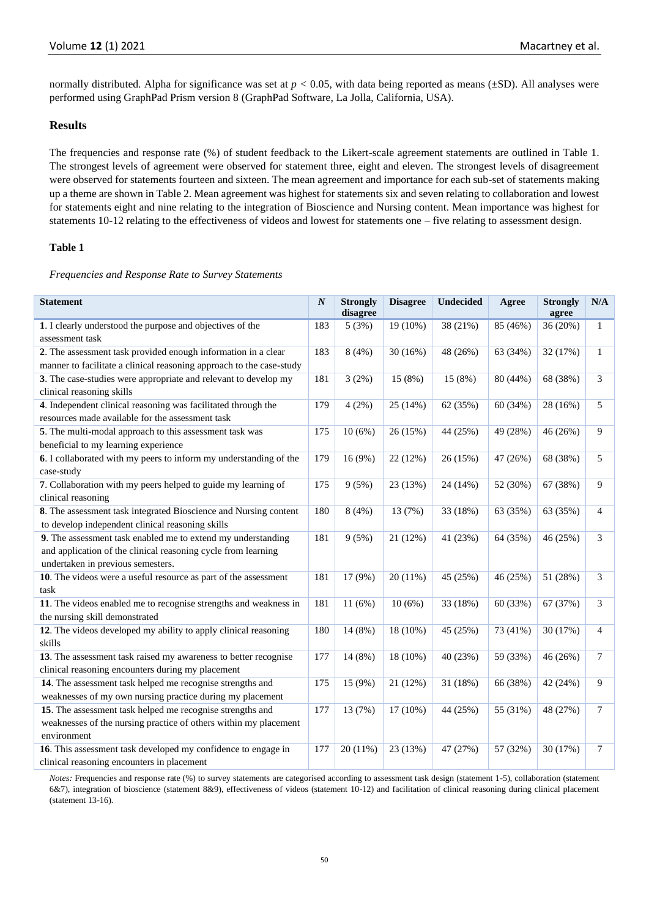normally distributed. Alpha for significance was set at $p < 0.05$, with data being reported as means (±SD). All analyses were performed using GraphPad Prism version 8 (GraphPad Software, La Jolla, California, USA).

## Results

The frequencies and response rate (%) of student feedback to the Likert-scale agreement statements are outlined in Table 1. The strongest levels of agreement were observed for statement three, eight and eleven. The strongest levels of disagreement were observed for statements fourteen and sixteen. The mean agreement and importance for each sub-set of statements making up a theme are shown in Table 2. Mean agreement was highest for statements six and seven relating to collaboration and lowest for statements eight and nine relating to the integration of Bioscience and Nursing content. Mean importance was highest for statements 10-12 relating to the effectiveness of videos and lowest for statements one – five relating to assessment design.

### Table 1

*Frequencies and Response Rate to Survey Statements*

| Statement | *N* | Strongly disagree | Disagree | Undecided | Agree | Strongly agree | N/A |
|---|---|---|---|---|---|---|---|
| **1**. I clearly understood the purpose and objectives of the assessment task | 183 | 5 (3%) | 19 (10%) | 38 (21%) | 85 (46%) | 36 (20%) | 1 |
| **2**. The assessment task provided enough information in a clear manner to facilitate a clinical reasoning approach to the case-study | 183 | 8 (4%) | 30 (16%) | 48 (26%) | 63 (34%) | 32 (17%) | 1 |
| **3**. The case-studies were appropriate and relevant to develop my clinical reasoning skills | 181 | 3 (2%) | 15 (8%) | 15 (8%) | 80 (44%) | 68 (38%) | 3 |
| **4**. Independent clinical reasoning was facilitated through the resources made available for the assessment task | 179 | 4 (2%) | 25 (14%) | 62 (35%) | 60 (34%) | 28 (16%) | 5 |
| **5**. The multi-modal approach to this assessment task was beneficial to my learning experience | 175 | 10 (6%) | 26 (15%) | 44 (25%) | 49 (28%) | 46 (26%) | 9 |
| **6**. I collaborated with my peers to inform my understanding of the case-study | 179 | 16 (9%) | 22 (12%) | 26 (15%) | 47 (26%) | 68 (38%) | 5 |
| **7**. Collaboration with my peers helped to guide my learning of clinical reasoning | 175 | 9 (5%) | 23 (13%) | 24 (14%) | 52 (30%) | 67 (38%) | 9 |
| **8**. The assessment task integrated Bioscience and Nursing content to develop independent clinical reasoning skills | 180 | 8 (4%) | 13 (7%) | 33 (18%) | 63 (35%) | 63 (35%) | 4 |
| **9**. The assessment task enabled me to extend my understanding and application of the clinical reasoning cycle from learning undertaken in previous semesters. | 181 | 9 (5%) | 21 (12%) | 41 (23%) | 64 (35%) | 46 (25%) | 3 |
| **10**. The videos were a useful resource as part of the assessment task | 181 | 17 (9%) | 20 (11%) | 45 (25%) | 46 (25%) | 51 (28%) | 3 |
| **11**. The videos enabled me to recognise strengths and weakness in the nursing skill demonstrated | 181 | 11 (6%) | 10 (6%) | 33 (18%) | 60 (33%) | 67 (37%) | 3 |
| **12**. The videos developed my ability to apply clinical reasoning skills | 180 | 14 (8%) | 18 (10%) | 45 (25%) | 73 (41%) | 30 (17%) | 4 |
| **13**. The assessment task raised my awareness to better recognise clinical reasoning encounters during my placement | 177 | 14 (8%) | 18 (10%) | 40 (23%) | 59 (33%) | 46 (26%) | 7 |
| **14**. The assessment task helped me recognise strengths and weaknesses of my own nursing practice during my placement | 175 | 15 (9%) | 21 (12%) | 31 (18%) | 66 (38%) | 42 (24%) | 9 |
| **15**. The assessment task helped me recognise strengths and weaknesses of the nursing practice of others within my placement environment | 177 | 13 (7%) | 17 (10%) | 44 (25%) | 55 (31%) | 48 (27%) | 7 |
| **16**. This assessment task developed my confidence to engage in clinical reasoning encounters in placement | 177 | 20 (11%) | 23 (13%) | 47 (27%) | 57 (32%) | 30 (17%) | 7 |

*Notes:* Frequencies and response rate (%) to survey statements are categorised according to assessment task design (statement 1-5), collaboration (statement 6&7), integration of bioscience (statement 8&9), effectiveness of videos (statement 10-12) and facilitation of clinical reasoning during clinical placement (statement 13-16).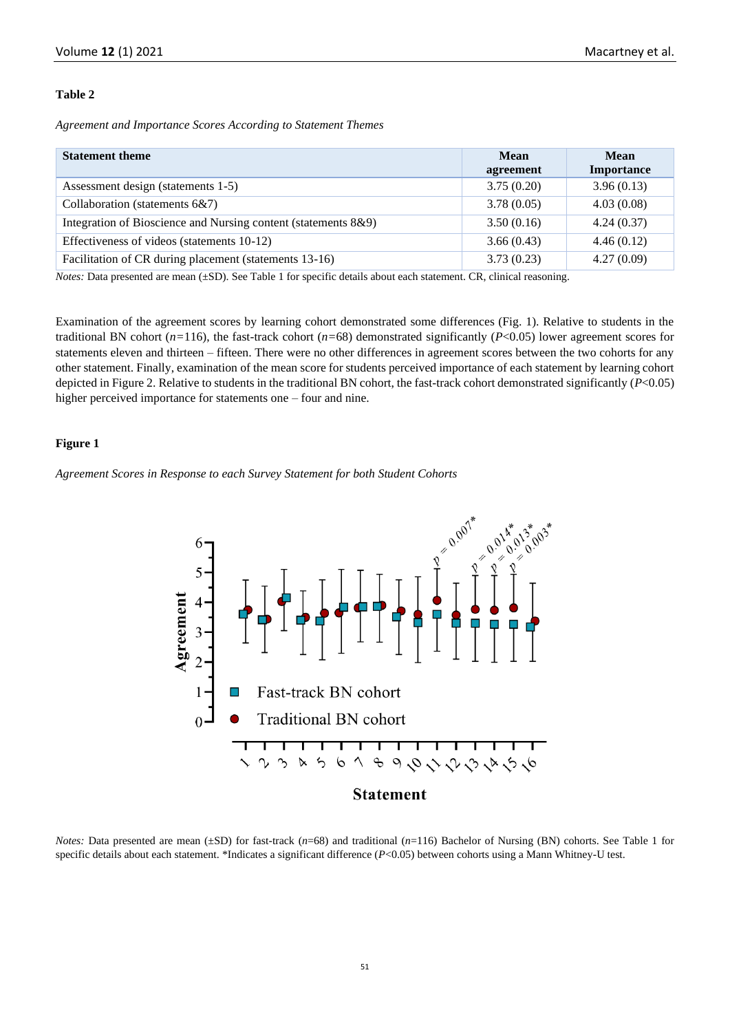**Table 2**

*Agreement and Importance Scores According to Statement Themes*

| Statement theme | Mean agreement | Mean Importance |
|---|---|---|
| Assessment design (statements 1-5) | 3.75 (0.20) | 3.96 (0.13) |
| Collaboration (statements 6&7) | 3.78 (0.05) | 4.03 (0.08) |
| Integration of Bioscience and Nursing content (statements 8&9) | 3.50 (0.16) | 4.24 (0.37) |
| Effectiveness of videos (statements 10-12) | 3.66 (0.43) | 4.46 (0.12) |
| Facilitation of CR during placement (statements 13-16) | 3.73 (0.23) | 4.27 (0.09) |

*Notes:* Data presented are mean (±SD). See Table 1 for specific details about each statement. CR, clinical reasoning.

Examination of the agreement scores by learning cohort demonstrated some differences (Fig. 1). Relative to students in the traditional BN cohort ($n$=116), the fast-track cohort ($n$=68) demonstrated significantly ($P$<0.05) lower agreement scores for statements eleven and thirteen – fifteen. There were no other differences in agreement scores between the two cohorts for any other statement. Finally, examination of the mean score for students perceived importance of each statement by learning cohort depicted in Figure 2. Relative to students in the traditional BN cohort, the fast-track cohort demonstrated significantly ($P$<0.05) higher perceived importance for statements one – four and nine.

**Figure 1**

*Agreement Scores in Response to each Survey Statement for both Student Cohorts*

*Notes:* Data presented are mean (±SD) for fast-track ($n$=68) and traditional ($n$=116) Bachelor of Nursing (BN) cohorts. See Table 1 for specific details about each statement. *Indicates a significant difference ($P$<0.05) between cohorts using a Mann Whitney-U test.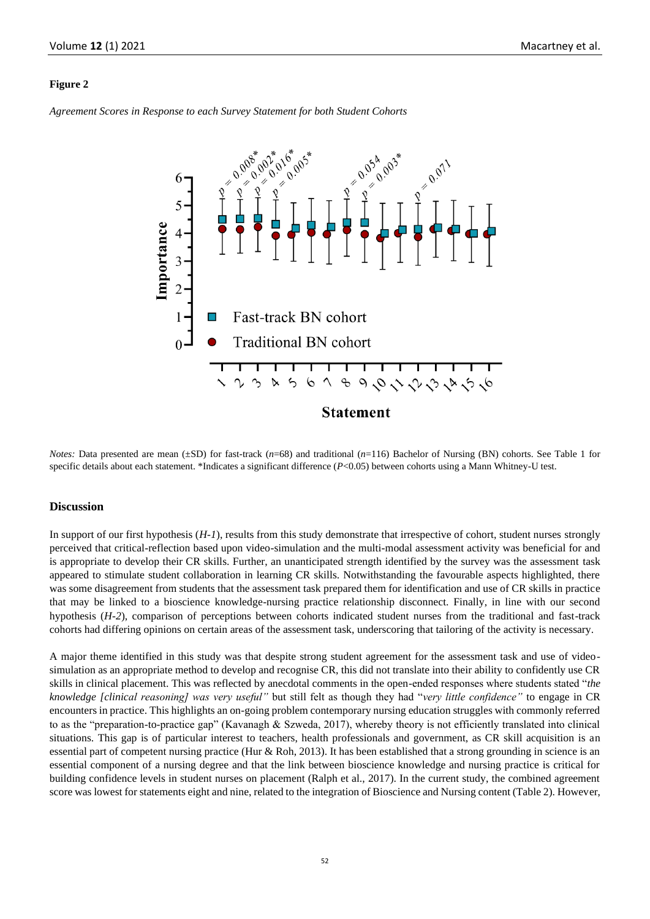**Figure 2**

*Agreement Scores in Response to each Survey Statement for both Student Cohorts*

*Notes:* Data presented are mean (±SD) for fast-track ($n$=68) and traditional ($n$=116) Bachelor of Nursing (BN) cohorts. See Table 1 for specific details about each statement. *Indicates a significant difference ($P$<0.05) between cohorts using a Mann Whitney-U test.

## Discussion

In support of our first hypothesis (*H-1*), results from this study demonstrate that irrespective of cohort, student nurses strongly perceived that critical-reflection based upon video-simulation and the multi-modal assessment activity was beneficial for and is appropriate to develop their CR skills. Further, an unanticipated strength identified by the survey was the assessment task appeared to stimulate student collaboration in learning CR skills. Notwithstanding the favourable aspects highlighted, there was some disagreement from students that the assessment task prepared them for identification and use of CR skills in practice that may be linked to a bioscience knowledge-nursing practice relationship disconnect. Finally, in line with our second hypothesis (*H-2*), comparison of perceptions between cohorts indicated student nurses from the traditional and fast-track cohorts had differing opinions on certain areas of the assessment task, underscoring that tailoring of the activity is necessary.

A major theme identified in this study was that despite strong student agreement for the assessment task and use of video-simulation as an appropriate method to develop and recognise CR, this did not translate into their ability to confidently use CR skills in clinical placement. This was reflected by anecdotal comments in the open-ended responses where students stated "*the knowledge [clinical reasoning] was very useful"* but still felt as though they had "*very little confidence"* to engage in CR encounters in practice. This highlights an on-going problem contemporary nursing education struggles with commonly referred to as the "preparation-to-practice gap" (Kavanagh & Szweda, 2017), whereby theory is not efficiently translated into clinical situations. This gap is of particular interest to teachers, health professionals and government, as CR skill acquisition is an essential part of competent nursing practice (Hur & Roh, 2013). It has been established that a strong grounding in science is an essential component of a nursing degree and that the link between bioscience knowledge and nursing practice is critical for building confidence levels in student nurses on placement (Ralph et al., 2017). In the current study, the combined agreement score was lowest for statements eight and nine, related to the integration of Bioscience and Nursing content (Table 2). However,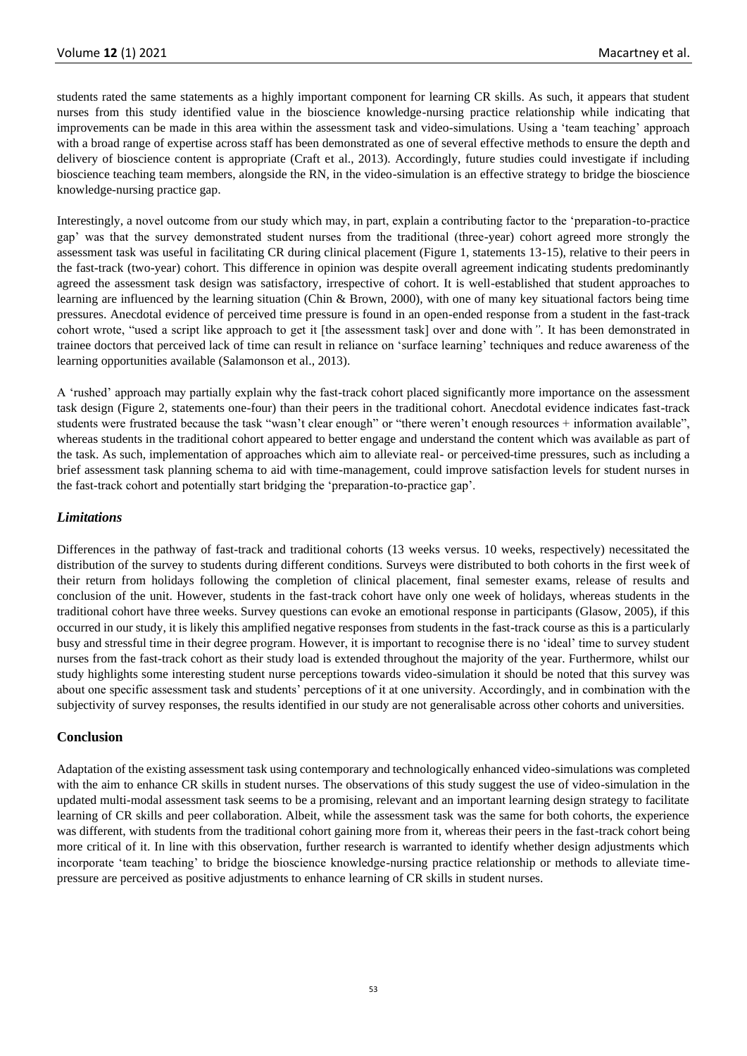students rated the same statements as a highly important component for learning CR skills. As such, it appears that student nurses from this study identified value in the bioscience knowledge-nursing practice relationship while indicating that improvements can be made in this area within the assessment task and video-simulations. Using a 'team teaching' approach with a broad range of expertise across staff has been demonstrated as one of several effective methods to ensure the depth and delivery of bioscience content is appropriate (Craft et al., 2013). Accordingly, future studies could investigate if including bioscience teaching team members, alongside the RN, in the video-simulation is an effective strategy to bridge the bioscience knowledge-nursing practice gap.

Interestingly, a novel outcome from our study which may, in part, explain a contributing factor to the 'preparation-to-practice gap' was that the survey demonstrated student nurses from the traditional (three-year) cohort agreed more strongly the assessment task was useful in facilitating CR during clinical placement (Figure 1, statements 13-15), relative to their peers in the fast-track (two-year) cohort. This difference in opinion was despite overall agreement indicating students predominantly agreed the assessment task design was satisfactory, irrespective of cohort. It is well-established that student approaches to learning are influenced by the learning situation (Chin & Brown, 2000), with one of many key situational factors being time pressures. Anecdotal evidence of perceived time pressure is found in an open-ended response from a student in the fast-track cohort wrote, "used a script like approach to get it [the assessment task] over and done with". It has been demonstrated in trainee doctors that perceived lack of time can result in reliance on 'surface learning' techniques and reduce awareness of the learning opportunities available (Salamonson et al., 2013).

A 'rushed' approach may partially explain why the fast-track cohort placed significantly more importance on the assessment task design (Figure 2, statements one-four) than their peers in the traditional cohort. Anecdotal evidence indicates fast-track students were frustrated because the task "wasn't clear enough" or "there weren't enough resources + information available", whereas students in the traditional cohort appeared to better engage and understand the content which was available as part of the task. As such, implementation of approaches which aim to alleviate real- or perceived-time pressures, such as including a brief assessment task planning schema to aid with time-management, could improve satisfaction levels for student nurses in the fast-track cohort and potentially start bridging the 'preparation-to-practice gap'.

### *Limitations*

Differences in the pathway of fast-track and traditional cohorts (13 weeks versus. 10 weeks, respectively) necessitated the distribution of the survey to students during different conditions. Surveys were distributed to both cohorts in the first week of their return from holidays following the completion of clinical placement, final semester exams, release of results and conclusion of the unit. However, students in the fast-track cohort have only one week of holidays, whereas students in the traditional cohort have three weeks. Survey questions can evoke an emotional response in participants (Glasow, 2005), if this occurred in our study, it is likely this amplified negative responses from students in the fast-track course as this is a particularly busy and stressful time in their degree program. However, it is important to recognise there is no 'ideal' time to survey student nurses from the fast-track cohort as their study load is extended throughout the majority of the year. Furthermore, whilst our study highlights some interesting student nurse perceptions towards video-simulation it should be noted that this survey was about one specific assessment task and students' perceptions of it at one university. Accordingly, and in combination with the subjectivity of survey responses, the results identified in our study are not generalisable across other cohorts and universities.

## Conclusion

Adaptation of the existing assessment task using contemporary and technologically enhanced video-simulations was completed with the aim to enhance CR skills in student nurses. The observations of this study suggest the use of video-simulation in the updated multi-modal assessment task seems to be a promising, relevant and an important learning design strategy to facilitate learning of CR skills and peer collaboration. Albeit, while the assessment task was the same for both cohorts, the experience was different, with students from the traditional cohort gaining more from it, whereas their peers in the fast-track cohort being more critical of it. In line with this observation, further research is warranted to identify whether design adjustments which incorporate 'team teaching' to bridge the bioscience knowledge-nursing practice relationship or methods to alleviate time-pressure are perceived as positive adjustments to enhance learning of CR skills in student nurses.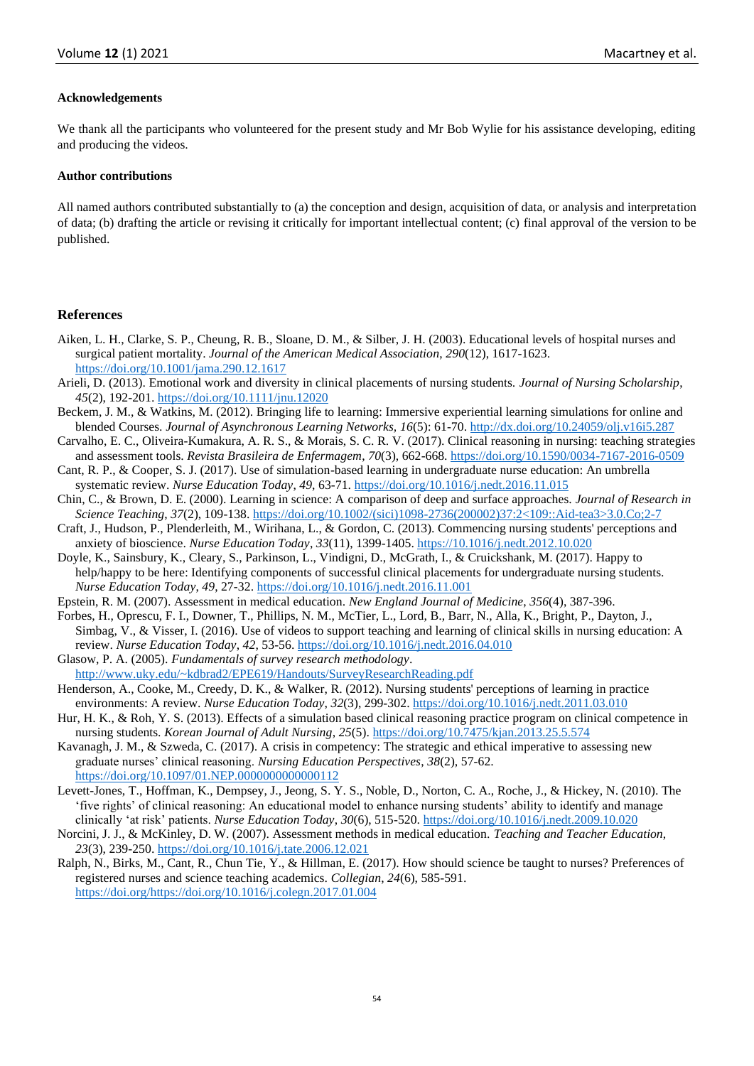### Acknowledgements

We thank all the participants who volunteered for the present study and Mr Bob Wylie for his assistance developing, editing and producing the videos.

### Author contributions

All named authors contributed substantially to (a) the conception and design, acquisition of data, or analysis and interpretation of data; (b) drafting the article or revising it critically for important intellectual content; (c) final approval of the version to be published.

## References

Aiken, L. H., Clarke, S. P., Cheung, R. B., Sloane, D. M., & Silber, J. H. (2003). Educational levels of hospital nurses and surgical patient mortality. *Journal of the American Medical Association*, *290*(12), 1617-1623. https://doi.org/10.1001/jama.290.12.1617

Arieli, D. (2013). Emotional work and diversity in clinical placements of nursing students. *Journal of Nursing Scholarship*, *45*(2), 192-201. https://doi.org/10.1111/jnu.12020

Beckem, J. M., & Watkins, M. (2012). Bringing life to learning: Immersive experiential learning simulations for online and blended Courses. *Journal of Asynchronous Learning Networks*, *16*(5): 61-70. http://dx.doi.org/10.24059/olj.v16i5.287

Carvalho, E. C., Oliveira-Kumakura, A. R. S., & Morais, S. C. R. V. (2017). Clinical reasoning in nursing: teaching strategies and assessment tools. *Revista Brasileira de Enfermagem*, *70*(3), 662-668. https://doi.org/10.1590/0034-7167-2016-0509

Cant, R. P., & Cooper, S. J. (2017). Use of simulation-based learning in undergraduate nurse education: An umbrella systematic review. *Nurse Education Today*, *49*, 63-71. https://doi.org/10.1016/j.nedt.2016.11.015

Chin, C., & Brown, D. E. (2000). Learning in science: A comparison of deep and surface approaches. *Journal of Research in Science Teaching*, *37*(2), 109-138. https://doi.org/10.1002/(sici)1098-2736(200002)37:2<109::Aid-tea3>3.0.Co;2-7

Craft, J., Hudson, P., Plenderleith, M., Wirihana, L., & Gordon, C. (2013). Commencing nursing students' perceptions and anxiety of bioscience. *Nurse Education Today*, *33*(11), 1399-1405. https://doi.org/10.1016/j.nedt.2012.10.020

Doyle, K., Sainsbury, K., Cleary, S., Parkinson, L., Vindigni, D., McGrath, I., & Cruickshank, M. (2017). Happy to help/happy to be here: Identifying components of successful clinical placements for undergraduate nursing students. *Nurse Education Today*, *49*, 27-32. https://doi.org/10.1016/j.nedt.2016.11.001

Epstein, R. M. (2007). Assessment in medical education. *New England Journal of Medicine*, *356*(4), 387-396.

Forbes, H., Oprescu, F. I., Downer, T., Phillips, N. M., McTier, L., Lord, B., Barr, N., Alla, K., Bright, P., Dayton, J., Simbag, V., & Visser, I. (2016). Use of videos to support teaching and learning of clinical skills in nursing education: A review. *Nurse Education Today*, *42*, 53-56. https://doi.org/10.1016/j.nedt.2016.04.010

Glasow, P. A. (2005). *Fundamentals of survey research methodology*. http://www.uky.edu/~kdbrad2/EPE619/Handouts/SurveyResearchReading.pdf

Henderson, A., Cooke, M., Creedy, D. K., & Walker, R. (2012). Nursing students' perceptions of learning in practice environments: A review. *Nurse Education Today*, *32*(3), 299-302. https://doi.org/10.1016/j.nedt.2011.03.010

Hur, H. K., & Roh, Y. S. (2013). Effects of a simulation based clinical reasoning practice program on clinical competence in nursing students. *Korean Journal of Adult Nursing*, *25*(5). https://doi.org/10.7475/kjan.2013.25.5.574

Kavanagh, J. M., & Szweda, C. (2017). A crisis in competency: The strategic and ethical imperative to assessing new graduate nurses' clinical reasoning. *Nursing Education Perspectives*, *38*(2), 57-62. https://doi.org/10.1097/01.NEP.0000000000000112

Levett-Jones, T., Hoffman, K., Dempsey, J., Jeong, S. Y. S., Noble, D., Norton, C. A., Roche, J., & Hickey, N. (2010). The 'five rights' of clinical reasoning: An educational model to enhance nursing students' ability to identify and manage clinically 'at risk' patients. *Nurse Education Today*, *30*(6), 515-520. https://doi.org/10.1016/j.nedt.2009.10.020

Norcini, J. J., & McKinley, D. W. (2007). Assessment methods in medical education. *Teaching and Teacher Education*, *23*(3), 239-250. https://doi.org/10.1016/j.tate.2006.12.021

Ralph, N., Birks, M., Cant, R., Chun Tie, Y., & Hillman, E. (2017). How should science be taught to nurses? Preferences of registered nurses and science teaching academics. *Collegian*, *24*(6), 585-591. https://doi.org/https://doi.org/10.1016/j.colegn.2017.01.004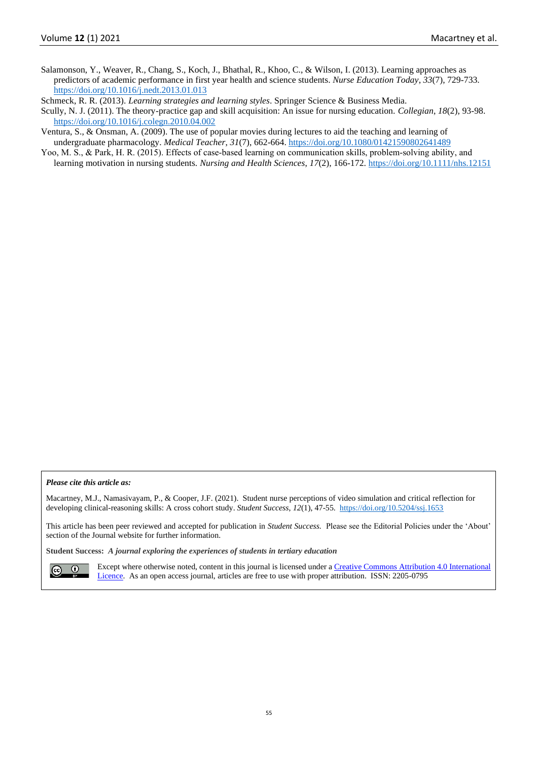Salamonson, Y., Weaver, R., Chang, S., Koch, J., Bhathal, R., Khoo, C., & Wilson, I. (2013). Learning approaches as predictors of academic performance in first year health and science students. *Nurse Education Today*, *33*(7), 729-733. https://doi.org/10.1016/j.nedt.2013.01.013

Schmeck, R. R. (2013). *Learning strategies and learning styles*. Springer Science & Business Media.

Scully, N. J. (2011). The theory-practice gap and skill acquisition: An issue for nursing education. *Collegian*, *18*(2), 93-98. https://doi.org/10.1016/j.colegn.2010.04.002

Ventura, S., & Onsman, A. (2009). The use of popular movies during lectures to aid the teaching and learning of undergraduate pharmacology. *Medical Teacher*, *31*(7), 662-664. https://doi.org/10.1080/01421590802641489

Yoo, M. S., & Park, H. R. (2015). Effects of case-based learning on communication skills, problem-solving ability, and learning motivation in nursing students. *Nursing and Health Sciences*, *17*(2), 166-172. https://doi.org/10.1111/nhs.12151

***Please cite this article as:***

Macartney, M.J., Namasivayam, P., & Cooper, J.F. (2021). Student nurse perceptions of video simulation and critical reflection for developing clinical-reasoning skills: A cross cohort study. *Student Success*, *12*(1), 47-55. https://doi.org/10.5204/ssj.1653

This article has been peer reviewed and accepted for publication in *Student Success.* Please see the Editorial Policies under the 'About' section of the Journal website for further information.

**Student Success:** ***A journal exploring the experiences of students in tertiary education***

Except where otherwise noted, content in this journal is licensed under a Creative Commons Attribution 4.0 International Licence. As an open access journal, articles are free to use with proper attribution. ISSN: 2205-0795